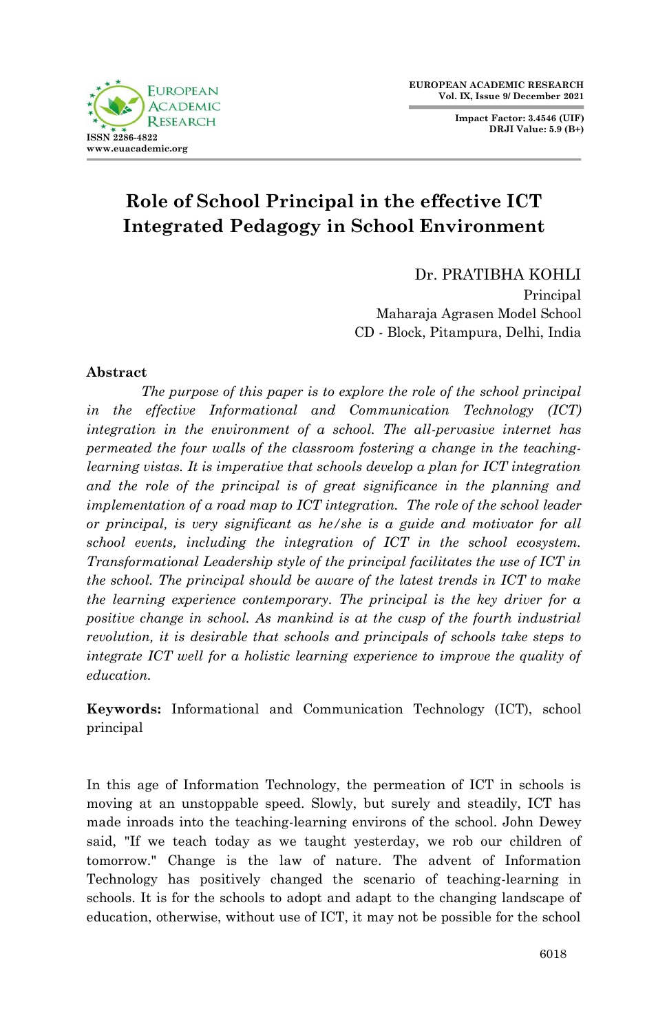# Role of School Principal in the effective ICT Integrated Pedagogy in School Environment

Dr. PRATIBHA KOHLI  
Principal  
Maharaja Agrasen Model School  
CD - Block, Pitampura, Delhi, India

## Abstract

*The purpose of this paper is to explore the role of the school principal in the effective Informational and Communication Technology (ICT) integration in the environment of a school. The all-pervasive internet has permeated the four walls of the classroom fostering a change in the teaching-learning vistas. It is imperative that schools develop a plan for ICT integration and the role of the principal is of great significance in the planning and implementation of a road map to ICT integration. The role of the school leader or principal, is very significant as he/she is a guide and motivator for all school events, including the integration of ICT in the school ecosystem. Transformational Leadership style of the principal facilitates the use of ICT in the school. The principal should be aware of the latest trends in ICT to make the learning experience contemporary. The principal is the key driver for a positive change in school. As mankind is at the cusp of the fourth industrial revolution, it is desirable that schools and principals of schools take steps to integrate ICT well for a holistic learning experience to improve the quality of education.*

**Keywords:** Informational and Communication Technology (ICT), school principal

In this age of Information Technology, the permeation of ICT in schools is moving at an unstoppable speed. Slowly, but surely and steadily, ICT has made inroads into the teaching-learning environs of the school. John Dewey said, "If we teach today as we taught yesterday, we rob our children of tomorrow." Change is the law of nature. The advent of Information Technology has positively changed the scenario of teaching-learning in schools. It is for the schools to adopt and adapt to the changing landscape of education, otherwise, without use of ICT, it may not be possible for the school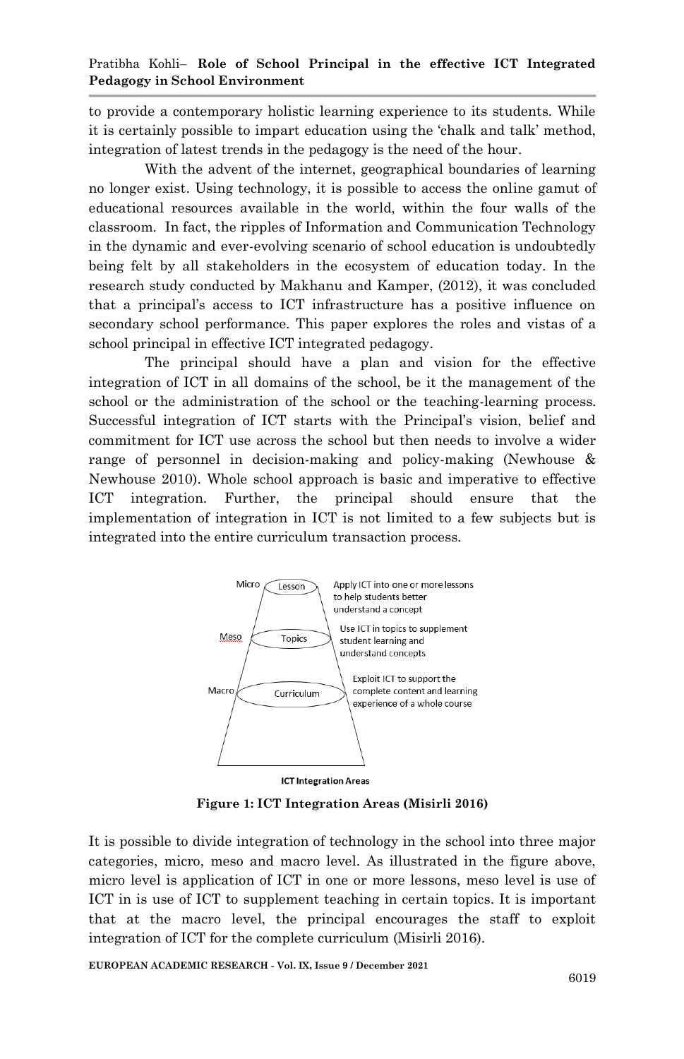to provide a contemporary holistic learning experience to its students. While it is certainly possible to impart education using the 'chalk and talk' method, integration of latest trends in the pedagogy is the need of the hour.

With the advent of the internet, geographical boundaries of learning no longer exist. Using technology, it is possible to access the online gamut of educational resources available in the world, within the four walls of the classroom. In fact, the ripples of Information and Communication Technology in the dynamic and ever-evolving scenario of school education is undoubtedly being felt by all stakeholders in the ecosystem of education today. In the research study conducted by Makhanu and Kamper, (2012), it was concluded that a principal's access to ICT infrastructure has a positive influence on secondary school performance. This paper explores the roles and vistas of a school principal in effective ICT integrated pedagogy.

The principal should have a plan and vision for the effective integration of ICT in all domains of the school, be it the management of the school or the administration of the school or the teaching-learning process. Successful integration of ICT starts with the Principal's vision, belief and commitment for ICT use across the school but then needs to involve a wider range of personnel in decision-making and policy-making (Newhouse & Newhouse 2010). Whole school approach is basic and imperative to effective ICT integration. Further, the principal should ensure that the implementation of integration in ICT is not limited to a few subjects but is integrated into the entire curriculum transaction process.

Micro — Lesson — Apply ICT into one or more lessons to help students better understand a concept

Meso — Topics — Use ICT in topics to supplement student learning and understand concepts

Macro — Curriculum — Exploit ICT to support the complete content and learning experience of a whole course

ICT Integration Areas

**Figure 1: ICT Integration Areas (Misirli 2016)**

It is possible to divide integration of technology in the school into three major categories, micro, meso and macro level. As illustrated in the figure above, micro level is application of ICT in one or more lessons, meso level is use of ICT in is use of ICT to supplement teaching in certain topics. It is important that at the macro level, the principal encourages the staff to exploit integration of ICT for the complete curriculum (Misirli 2016).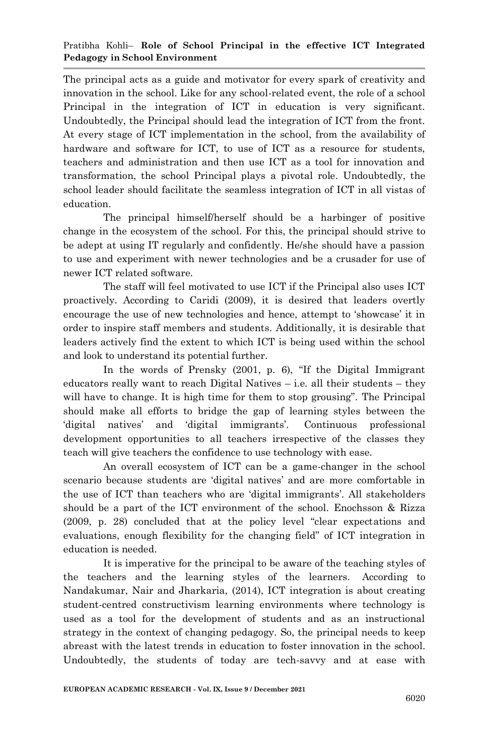The principal acts as a guide and motivator for every spark of creativity and innovation in the school. Like for any school-related event, the role of a school Principal in the integration of ICT in education is very significant. Undoubtedly, the Principal should lead the integration of ICT from the front. At every stage of ICT implementation in the school, from the availability of hardware and software for ICT, to use of ICT as a resource for students, teachers and administration and then use ICT as a tool for innovation and transformation, the school Principal plays a pivotal role. Undoubtedly, the school leader should facilitate the seamless integration of ICT in all vistas of education.

The principal himself/herself should be a harbinger of positive change in the ecosystem of the school. For this, the principal should strive to be adept at using IT regularly and confidently. He/she should have a passion to use and experiment with newer technologies and be a crusader for use of newer ICT related software.

The staff will feel motivated to use ICT if the Principal also uses ICT proactively. According to Caridi (2009), it is desired that leaders overtly encourage the use of new technologies and hence, attempt to 'showcase' it in order to inspire staff members and students. Additionally, it is desirable that leaders actively find the extent to which ICT is being used within the school and look to understand its potential further.

In the words of Prensky (2001, p. 6), "If the Digital Immigrant educators really want to reach Digital Natives – i.e. all their students – they will have to change. It is high time for them to stop grousing". The Principal should make all efforts to bridge the gap of learning styles between the 'digital natives' and 'digital immigrants'. Continuous professional development opportunities to all teachers irrespective of the classes they teach will give teachers the confidence to use technology with ease.

An overall ecosystem of ICT can be a game-changer in the school scenario because students are 'digital natives' and are more comfortable in the use of ICT than teachers who are 'digital immigrants'. All stakeholders should be a part of the ICT environment of the school. Enochsson & Rizza (2009, p. 28) concluded that at the policy level "clear expectations and evaluations, enough flexibility for the changing field" of ICT integration in education is needed.

It is imperative for the principal to be aware of the teaching styles of the teachers and the learning styles of the learners. According to Nandakumar, Nair and Jharkaria, (2014), ICT integration is about creating student-centred constructivism learning environments where technology is used as a tool for the development of students and as an instructional strategy in the context of changing pedagogy. So, the principal needs to keep abreast with the latest trends in education to foster innovation in the school. Undoubtedly, the students of today are tech-savvy and at ease with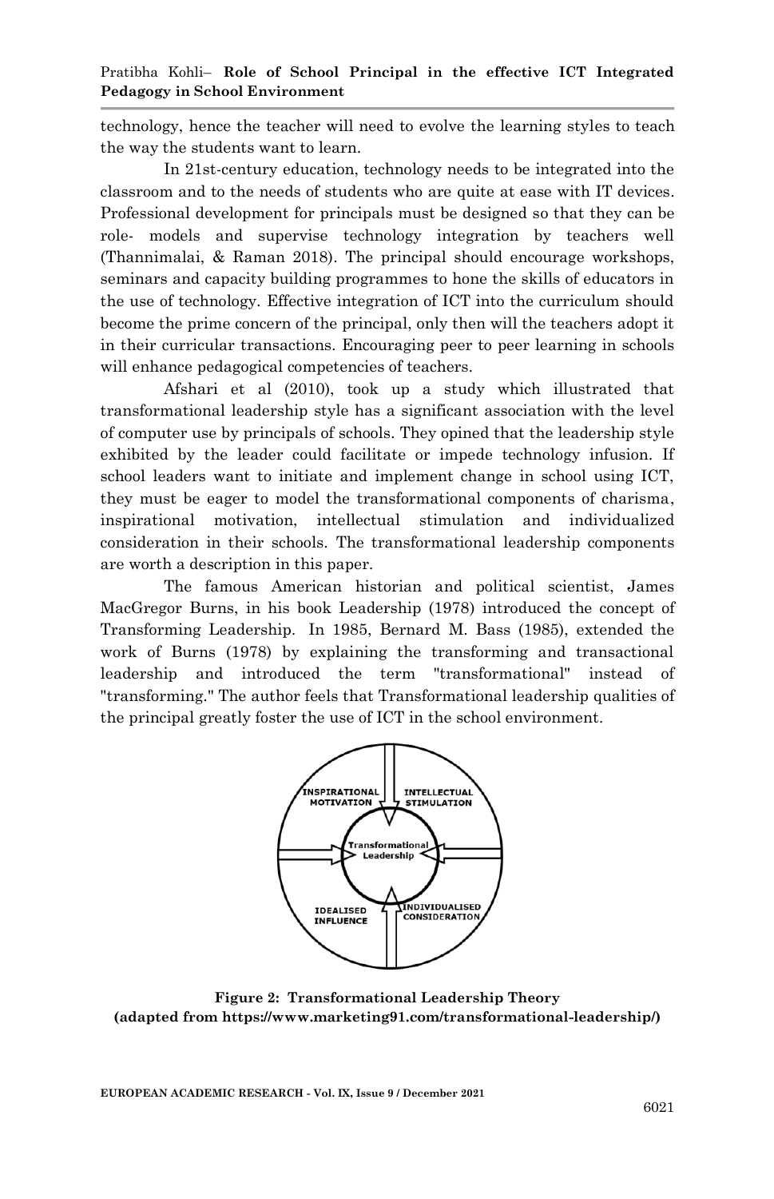technology, hence the teacher will need to evolve the learning styles to teach the way the students want to learn.

In 21st-century education, technology needs to be integrated into the classroom and to the needs of students who are quite at ease with IT devices. Professional development for principals must be designed so that they can be role- models and supervise technology integration by teachers well (Thannimalai, & Raman 2018). The principal should encourage workshops, seminars and capacity building programmes to hone the skills of educators in the use of technology. Effective integration of ICT into the curriculum should become the prime concern of the principal, only then will the teachers adopt it in their curricular transactions. Encouraging peer to peer learning in schools will enhance pedagogical competencies of teachers.

Afshari et al (2010), took up a study which illustrated that transformational leadership style has a significant association with the level of computer use by principals of schools. They opined that the leadership style exhibited by the leader could facilitate or impede technology infusion. If school leaders want to initiate and implement change in school using ICT, they must be eager to model the transformational components of charisma, inspirational motivation, intellectual stimulation and individualized consideration in their schools. The transformational leadership components are worth a description in this paper.

The famous American historian and political scientist, James MacGregor Burns, in his book Leadership (1978) introduced the concept of Transforming Leadership. In 1985, Bernard M. Bass (1985), extended the work of Burns (1978) by explaining the transforming and transactional leadership and introduced the term "transformational" instead of "transforming." The author feels that Transformational leadership qualities of the principal greatly foster the use of ICT in the school environment.

INSPIRATIONAL MOTIVATION | INTELLECTUAL STIMULATION | Transformational Leadership | IDEALISED INFLUENCE | INDIVIDUALISED CONSIDERATION

**Figure 2: Transformational Leadership Theory (adapted from https://www.marketing91.com/transformational-leadership/)**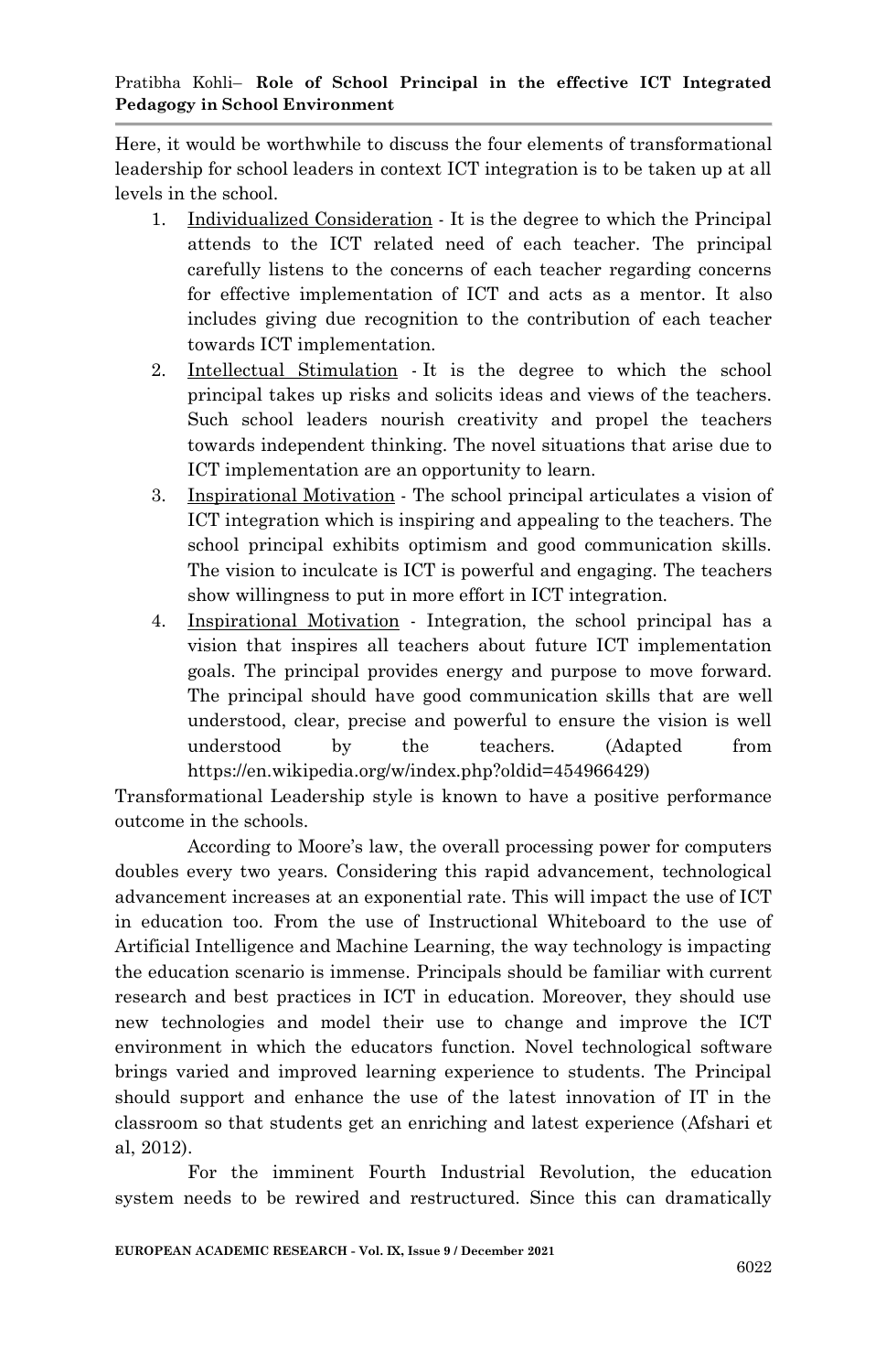Here, it would be worthwhile to discuss the four elements of transformational leadership for school leaders in context ICT integration is to be taken up at all levels in the school.

1. <u>Individualized Consideration</u> - It is the degree to which the Principal attends to the ICT related need of each teacher. The principal carefully listens to the concerns of each teacher regarding concerns for effective implementation of ICT and acts as a mentor. It also includes giving due recognition to the contribution of each teacher towards ICT implementation.
2. <u>Intellectual Stimulation</u> - It is the degree to which the school principal takes up risks and solicits ideas and views of the teachers. Such school leaders nourish creativity and propel the teachers towards independent thinking. The novel situations that arise due to ICT implementation are an opportunity to learn.
3. <u>Inspirational Motivation</u> - The school principal articulates a vision of ICT integration which is inspiring and appealing to the teachers. The school principal exhibits optimism and good communication skills. The vision to inculcate is ICT is powerful and engaging. The teachers show willingness to put in more effort in ICT integration.
4. <u>Inspirational Motivation</u> - Integration, the school principal has a vision that inspires all teachers about future ICT implementation goals. The principal provides energy and purpose to move forward. The principal should have good communication skills that are well understood, clear, precise and powerful to ensure the vision is well understood by the teachers. (Adapted from https://en.wikipedia.org/w/index.php?oldid=454966429)

Transformational Leadership style is known to have a positive performance outcome in the schools.

According to Moore's law, the overall processing power for computers doubles every two years. Considering this rapid advancement, technological advancement increases at an exponential rate. This will impact the use of ICT in education too. From the use of Instructional Whiteboard to the use of Artificial Intelligence and Machine Learning, the way technology is impacting the education scenario is immense. Principals should be familiar with current research and best practices in ICT in education. Moreover, they should use new technologies and model their use to change and improve the ICT environment in which the educators function. Novel technological software brings varied and improved learning experience to students. The Principal should support and enhance the use of the latest innovation of IT in the classroom so that students get an enriching and latest experience (Afshari et al, 2012).

For the imminent Fourth Industrial Revolution, the education system needs to be rewired and restructured. Since this can dramatically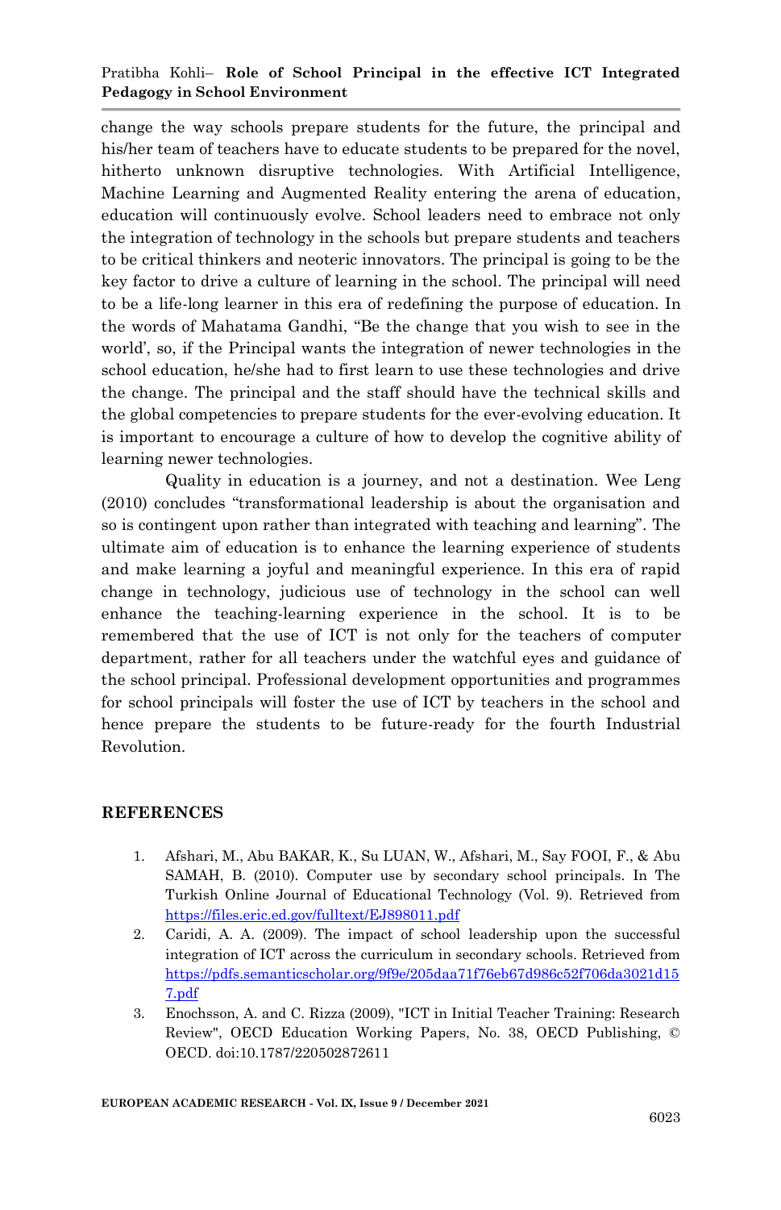change the way schools prepare students for the future, the principal and his/her team of teachers have to educate students to be prepared for the novel, hitherto unknown disruptive technologies. With Artificial Intelligence, Machine Learning and Augmented Reality entering the arena of education, education will continuously evolve. School leaders need to embrace not only the integration of technology in the schools but prepare students and teachers to be critical thinkers and neoteric innovators. The principal is going to be the key factor to drive a culture of learning in the school. The principal will need to be a life-long learner in this era of redefining the purpose of education. In the words of Mahatama Gandhi, "Be the change that you wish to see in the world', so, if the Principal wants the integration of newer technologies in the school education, he/she had to first learn to use these technologies and drive the change. The principal and the staff should have the technical skills and the global competencies to prepare students for the ever-evolving education. It is important to encourage a culture of how to develop the cognitive ability of learning newer technologies.

Quality in education is a journey, and not a destination. Wee Leng (2010) concludes "transformational leadership is about the organisation and so is contingent upon rather than integrated with teaching and learning". The ultimate aim of education is to enhance the learning experience of students and make learning a joyful and meaningful experience. In this era of rapid change in technology, judicious use of technology in the school can well enhance the teaching-learning experience in the school. It is to be remembered that the use of ICT is not only for the teachers of computer department, rather for all teachers under the watchful eyes and guidance of the school principal. Professional development opportunities and programmes for school principals will foster the use of ICT by teachers in the school and hence prepare the students to be future-ready for the fourth Industrial Revolution.

## REFERENCES

1. Afshari, M., Abu BAKAR, K., Su LUAN, W., Afshari, M., Say FOOI, F., & Abu SAMAH, B. (2010). Computer use by secondary school principals. In The Turkish Online Journal of Educational Technology (Vol. 9). Retrieved from https://files.eric.ed.gov/fulltext/EJ898011.pdf
2. Caridi, A. A. (2009). The impact of school leadership upon the successful integration of ICT across the curriculum in secondary schools. Retrieved from https://pdfs.semanticscholar.org/9f9e/205daa71f76eb67d986c52f706da3021d157.pdf
3. Enochsson, A. and C. Rizza (2009), "ICT in Initial Teacher Training: Research Review", OECD Education Working Papers, No. 38, OECD Publishing, © OECD. doi:10.1787/220502872611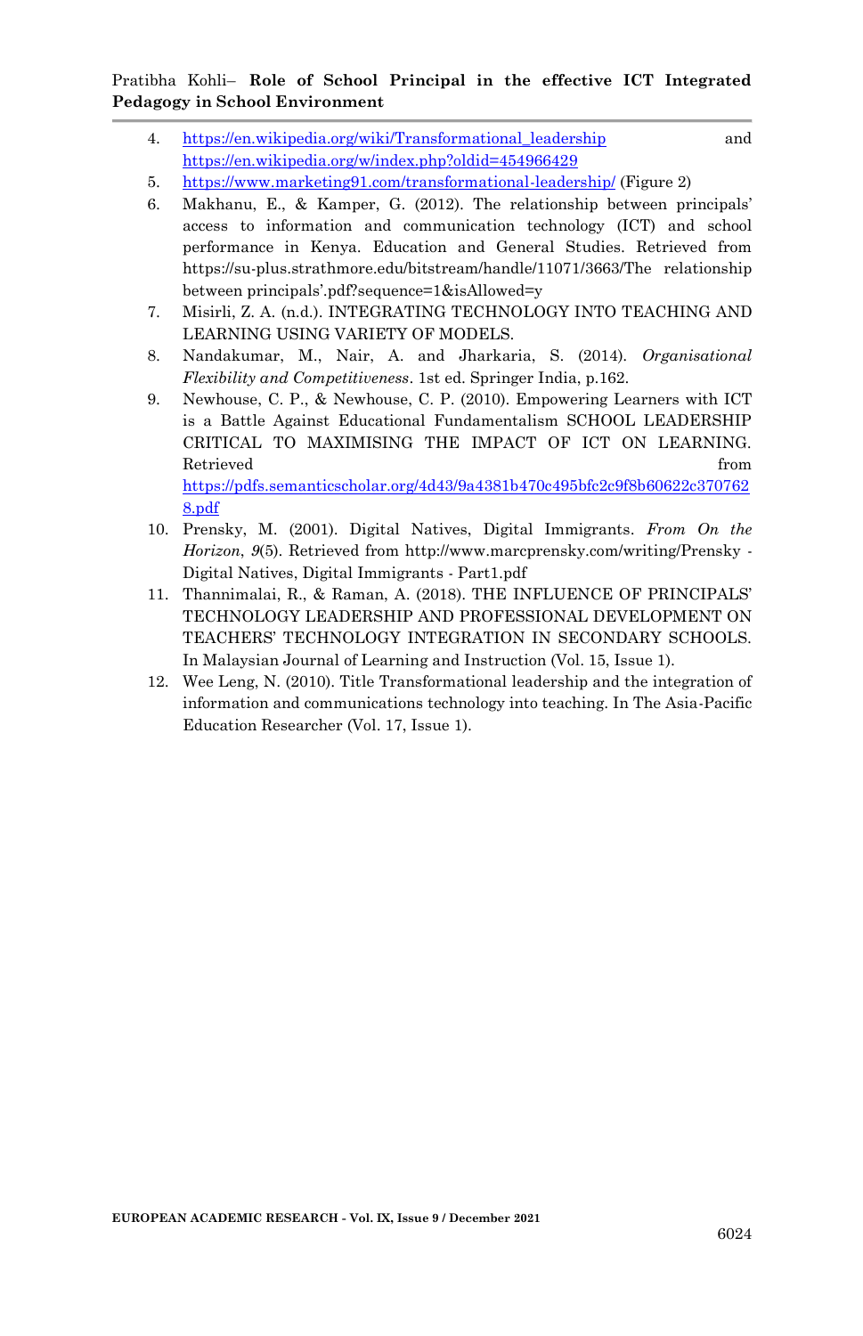4. https://en.wikipedia.org/wiki/Transformational_leadership and https://en.wikipedia.org/w/index.php?oldid=454966429
5. https://www.marketing91.com/transformational-leadership/ (Figure 2)
6. Makhanu, E., & Kamper, G. (2012). The relationship between principals' access to information and communication technology (ICT) and school performance in Kenya. Education and General Studies. Retrieved from https://su-plus.strathmore.edu/bitstream/handle/11071/3663/The relationship between principals'.pdf?sequence=1&isAllowed=y
7. Misirli, Z. A. (n.d.). INTEGRATING TECHNOLOGY INTO TEACHING AND LEARNING USING VARIETY OF MODELS.
8. Nandakumar, M., Nair, A. and Jharkaria, S. (2014). *Organisational Flexibility and Competitiveness*. 1st ed. Springer India, p.162.
9. Newhouse, C. P., & Newhouse, C. P. (2010). Empowering Learners with ICT is a Battle Against Educational Fundamentalism SCHOOL LEADERSHIP CRITICAL TO MAXIMISING THE IMPACT OF ICT ON LEARNING. Retrieved from https://pdfs.semanticscholar.org/4d43/9a4381b470c495bfc2c9f8b60622c3707628.pdf
10. Prensky, M. (2001). Digital Natives, Digital Immigrants. *From On the Horizon*, *9*(5). Retrieved from http://www.marcprensky.com/writing/Prensky - Digital Natives, Digital Immigrants - Part1.pdf
11. Thannimalai, R., & Raman, A. (2018). THE INFLUENCE OF PRINCIPALS' TECHNOLOGY LEADERSHIP AND PROFESSIONAL DEVELOPMENT ON TEACHERS' TECHNOLOGY INTEGRATION IN SECONDARY SCHOOLS. In Malaysian Journal of Learning and Instruction (Vol. 15, Issue 1).
12. Wee Leng, N. (2010). Title Transformational leadership and the integration of information and communications technology into teaching. In The Asia-Pacific Education Researcher (Vol. 17, Issue 1).